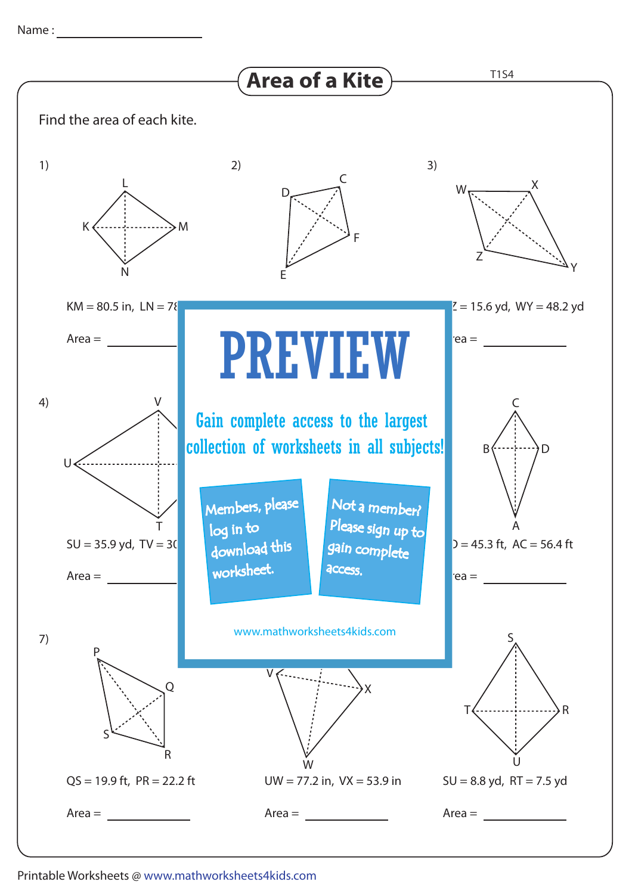Name : ____________________

# Area of a Kite

T1S4

Find the area of each kite.

1)

KM = 80.5 in, LN = 78

Area = __________

2)

3)

Z = 15.6 yd, WY = 48.2 yd

Area = __________

4)

SU = 35.9 yd, TV = 30

Area = __________

5)

6)

D = 45.3 ft, AC = 56.4 ft

Area = __________

7)

QS = 19.9 ft, PR = 22.2 ft

Area = __________

8)

UW = 77.2 in, VX = 53.9 in

Area = __________

9)

SU = 8.8 yd, RT = 7.5 yd

Area = __________

**PREVIEW**

Gain complete access to the largest collection of worksheets in all subjects!

Members, please log in to download this worksheet.

Not a member? Please sign up to gain complete access.

www.mathworksheets4kids.com

Printable Worksheets @ www.mathworksheets4kids.com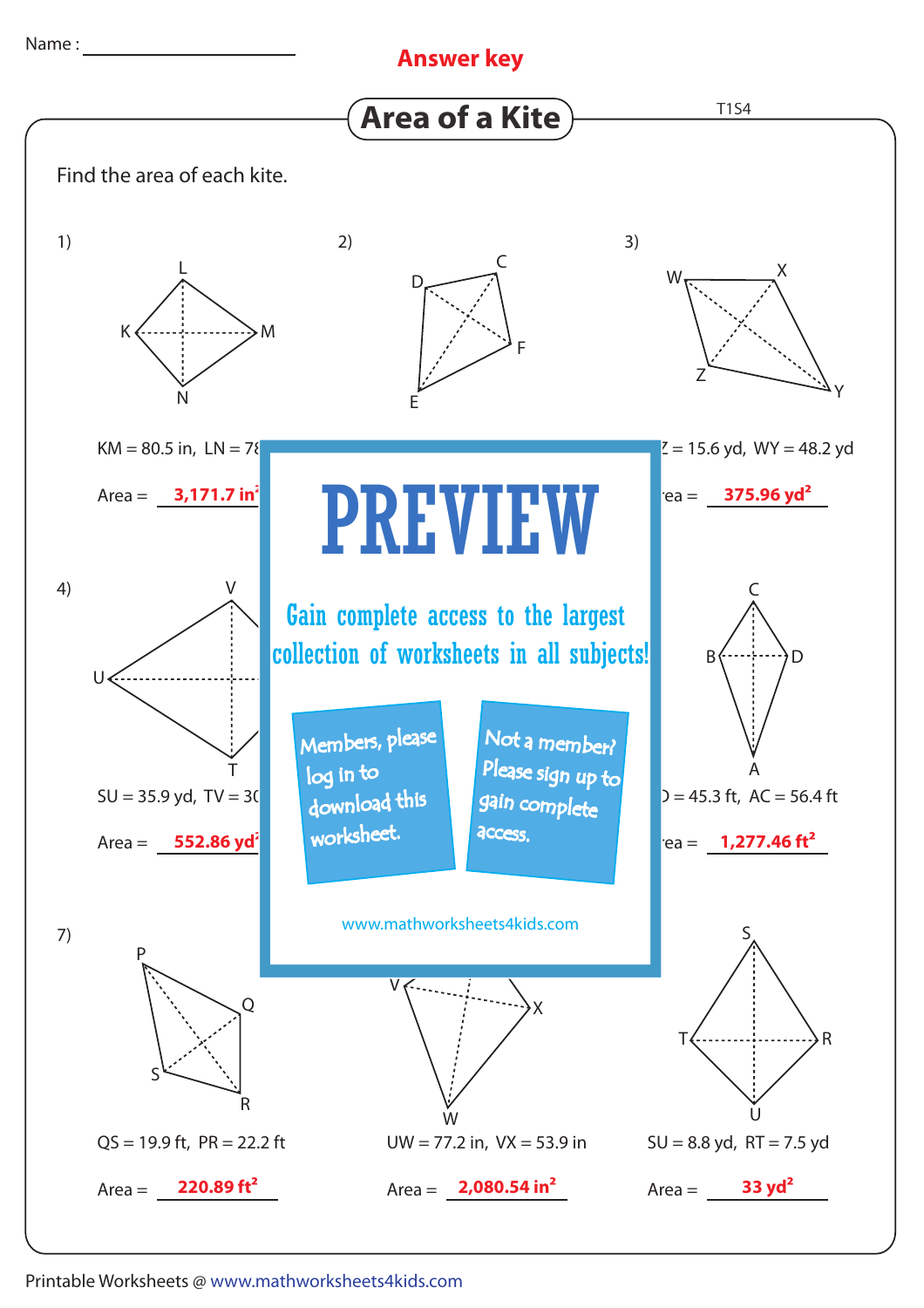Name : ____________________

**Answer key**

# Area of a Kite

T1S4

Find the area of each kite.

1) KM = 80.5 in, LN = 78

Area = **3,171.7 in²**

2)

3) Z = 15.6 yd, WY = 48.2 yd

Area = **375.96 yd²**

4) SU = 35.9 yd, TV = 30

Area = **552.86 yd²**

5)

6) D = 45.3 ft, AC = 56.4 ft

Area = **1,277.46 ft²**

7) QS = 19.9 ft, PR = 22.2 ft

Area = **220.89 ft²**

8) UW = 77.2 in, VX = 53.9 in

Area = **2,080.54 in²**

9) SU = 8.8 yd, RT = 7.5 yd

Area = **33 yd²**

PREVIEW

Gain complete access to the largest collection of worksheets in all subjects!

Members, please log in to download this worksheet.

Not a member? Please sign up to gain complete access.

www.mathworksheets4kids.com

Printable Worksheets @ www.mathworksheets4kids.com